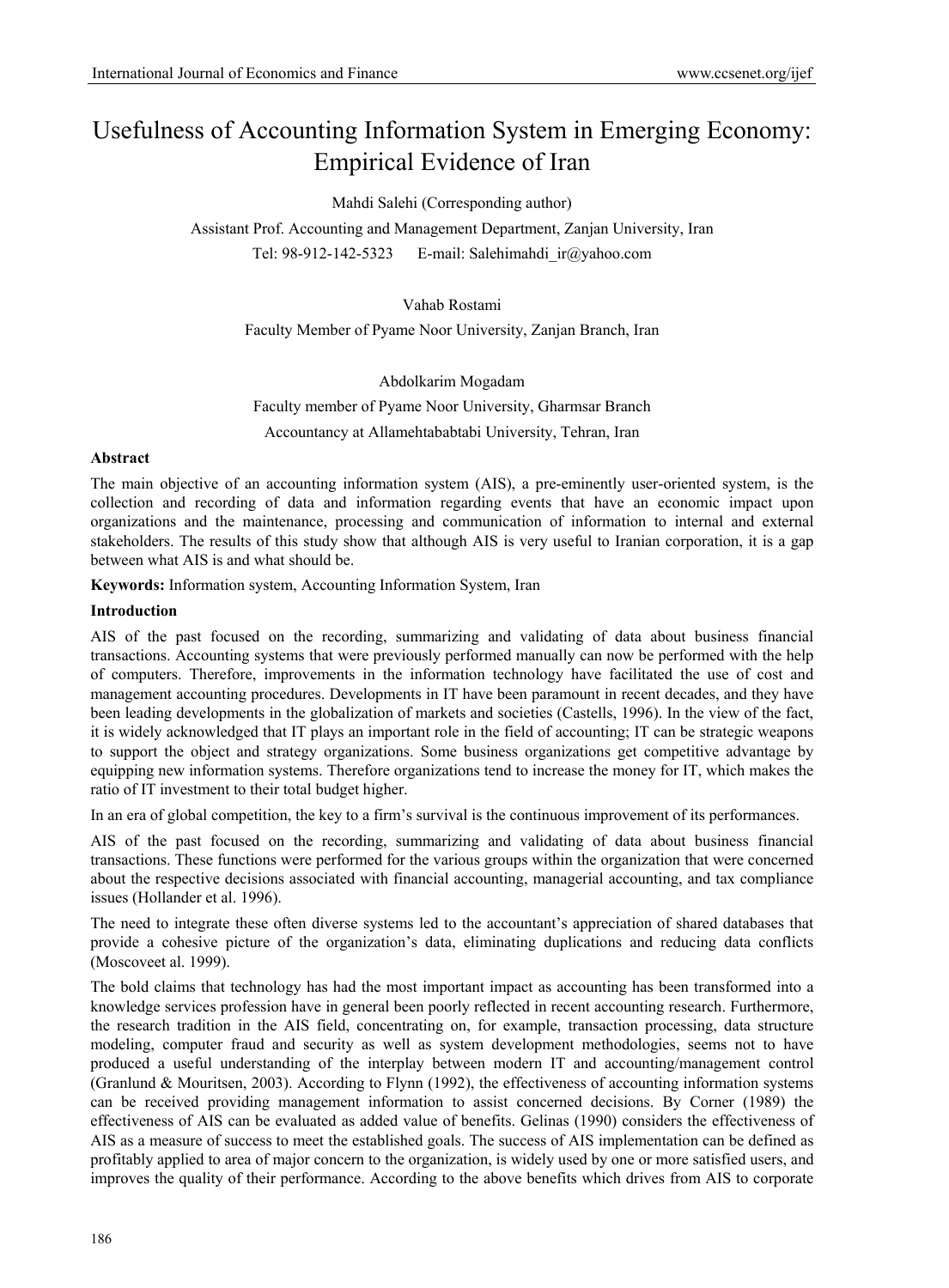# Usefulness of Accounting Information System in Emerging Economy: Empirical Evidence of Iran

Mahdi Salehi (Corresponding author)

Assistant Prof. Accounting and Management Department, Zanjan University, Iran

Tel: 98-912-142-5323  E-mail: Salehimahdi_ir@yahoo.com

Vahab Rostami

Faculty Member of Pyame Noor University, Zanjan Branch, Iran

Abdolkarim Mogadam

Faculty member of Pyame Noor University, Gharmsar Branch

Accountancy at Allamehtababtabi University, Tehran, Iran

**Abstract**

The main objective of an accounting information system (AIS), a pre-eminently user-oriented system, is the collection and recording of data and information regarding events that have an economic impact upon organizations and the maintenance, processing and communication of information to internal and external stakeholders. The results of this study show that although AIS is very useful to Iranian corporation, it is a gap between what AIS is and what should be.

**Keywords:** Information system, Accounting Information System, Iran

**Introduction**

AIS of the past focused on the recording, summarizing and validating of data about business financial transactions. Accounting systems that were previously performed manually can now be performed with the help of computers. Therefore, improvements in the information technology have facilitated the use of cost and management accounting procedures. Developments in IT have been paramount in recent decades, and they have been leading developments in the globalization of markets and societies (Castells, 1996). In the view of the fact, it is widely acknowledged that IT plays an important role in the field of accounting; IT can be strategic weapons to support the object and strategy organizations. Some business organizations get competitive advantage by equipping new information systems. Therefore organizations tend to increase the money for IT, which makes the ratio of IT investment to their total budget higher.

In an era of global competition, the key to a firm's survival is the continuous improvement of its performances.

AIS of the past focused on the recording, summarizing and validating of data about business financial transactions. These functions were performed for the various groups within the organization that were concerned about the respective decisions associated with financial accounting, managerial accounting, and tax compliance issues (Hollander et al. 1996).

The need to integrate these often diverse systems led to the accountant's appreciation of shared databases that provide a cohesive picture of the organization's data, eliminating duplications and reducing data conflicts (Moscoveet al. 1999).

The bold claims that technology has had the most important impact as accounting has been transformed into a knowledge services profession have in general been poorly reflected in recent accounting research. Furthermore, the research tradition in the AIS field, concentrating on, for example, transaction processing, data structure modeling, computer fraud and security as well as system development methodologies, seems not to have produced a useful understanding of the interplay between modern IT and accounting/management control (Granlund & Mouritsen, 2003). According to Flynn (1992), the effectiveness of accounting information systems can be received providing management information to assist concerned decisions. By Corner (1989) the effectiveness of AIS can be evaluated as added value of benefits. Gelinas (1990) considers the effectiveness of AIS as a measure of success to meet the established goals. The success of AIS implementation can be defined as profitably applied to area of major concern to the organization, is widely used by one or more satisfied users, and improves the quality of their performance. According to the above benefits which drives from AIS to corporate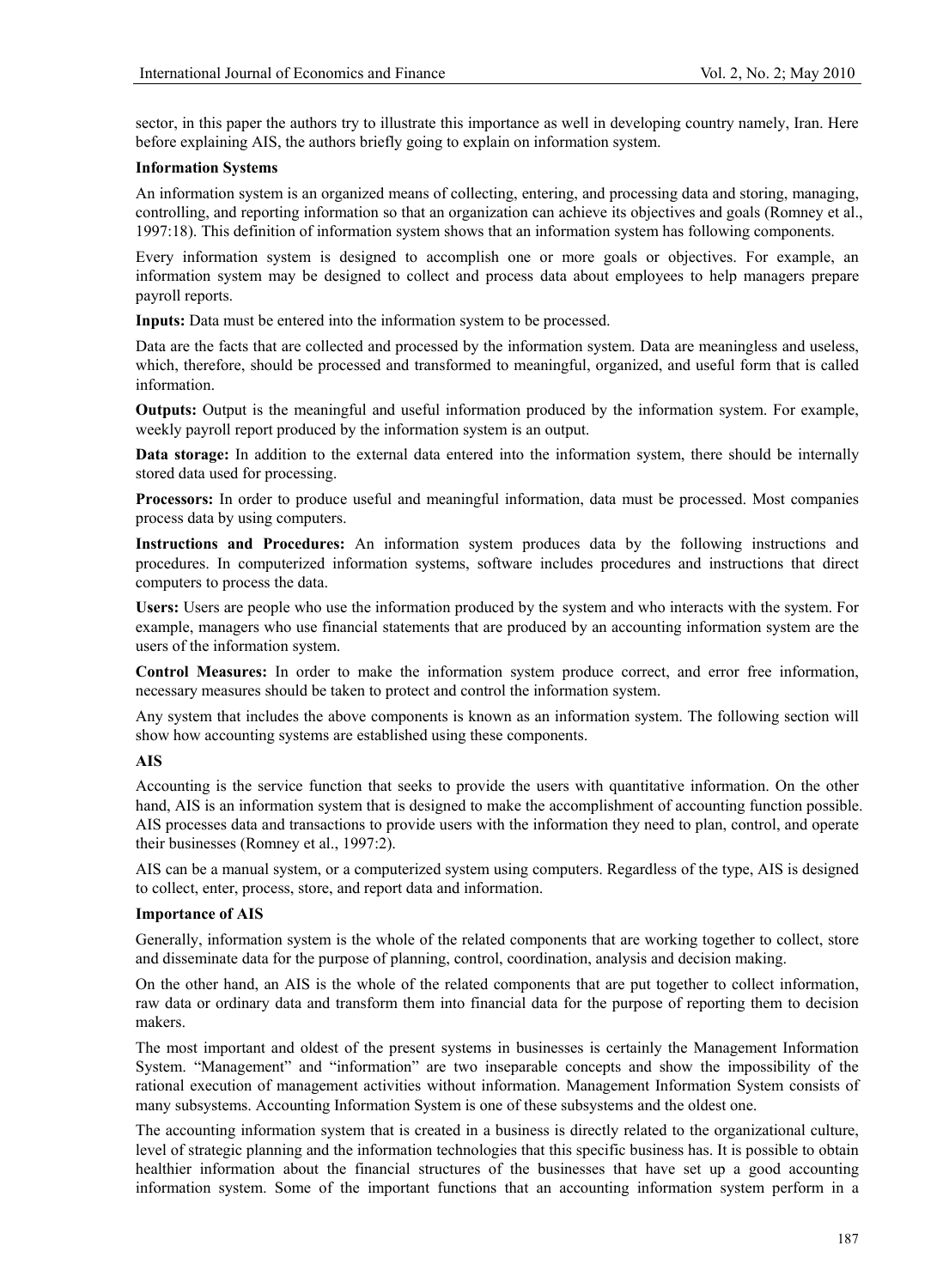sector, in this paper the authors try to illustrate this importance as well in developing country namely, Iran. Here before explaining AIS, the authors briefly going to explain on information system.

### Information Systems

An information system is an organized means of collecting, entering, and processing data and storing, managing, controlling, and reporting information so that an organization can achieve its objectives and goals (Romney et al., 1997:18). This definition of information system shows that an information system has following components.

Every information system is designed to accomplish one or more goals or objectives. For example, an information system may be designed to collect and process data about employees to help managers prepare payroll reports.

**Inputs:** Data must be entered into the information system to be processed.

Data are the facts that are collected and processed by the information system. Data are meaningless and useless, which, therefore, should be processed and transformed to meaningful, organized, and useful form that is called information.

**Outputs:** Output is the meaningful and useful information produced by the information system. For example, weekly payroll report produced by the information system is an output.

**Data storage:** In addition to the external data entered into the information system, there should be internally stored data used for processing.

**Processors:** In order to produce useful and meaningful information, data must be processed. Most companies process data by using computers.

**Instructions and Procedures:** An information system produces data by the following instructions and procedures. In computerized information systems, software includes procedures and instructions that direct computers to process the data.

**Users:** Users are people who use the information produced by the system and who interacts with the system. For example, managers who use financial statements that are produced by an accounting information system are the users of the information system.

**Control Measures:** In order to make the information system produce correct, and error free information, necessary measures should be taken to protect and control the information system.

Any system that includes the above components is known as an information system. The following section will show how accounting systems are established using these components.

### AIS

Accounting is the service function that seeks to provide the users with quantitative information. On the other hand, AIS is an information system that is designed to make the accomplishment of accounting function possible. AIS processes data and transactions to provide users with the information they need to plan, control, and operate their businesses (Romney et al., 1997:2).

AIS can be a manual system, or a computerized system using computers. Regardless of the type, AIS is designed to collect, enter, process, store, and report data and information.

### Importance of AIS

Generally, information system is the whole of the related components that are working together to collect, store and disseminate data for the purpose of planning, control, coordination, analysis and decision making.

On the other hand, an AIS is the whole of the related components that are put together to collect information, raw data or ordinary data and transform them into financial data for the purpose of reporting them to decision makers.

The most important and oldest of the present systems in businesses is certainly the Management Information System. "Management" and "information" are two inseparable concepts and show the impossibility of the rational execution of management activities without information. Management Information System consists of many subsystems. Accounting Information System is one of these subsystems and the oldest one.

The accounting information system that is created in a business is directly related to the organizational culture, level of strategic planning and the information technologies that this specific business has. It is possible to obtain healthier information about the financial structures of the businesses that have set up a good accounting information system. Some of the important functions that an accounting information system perform in a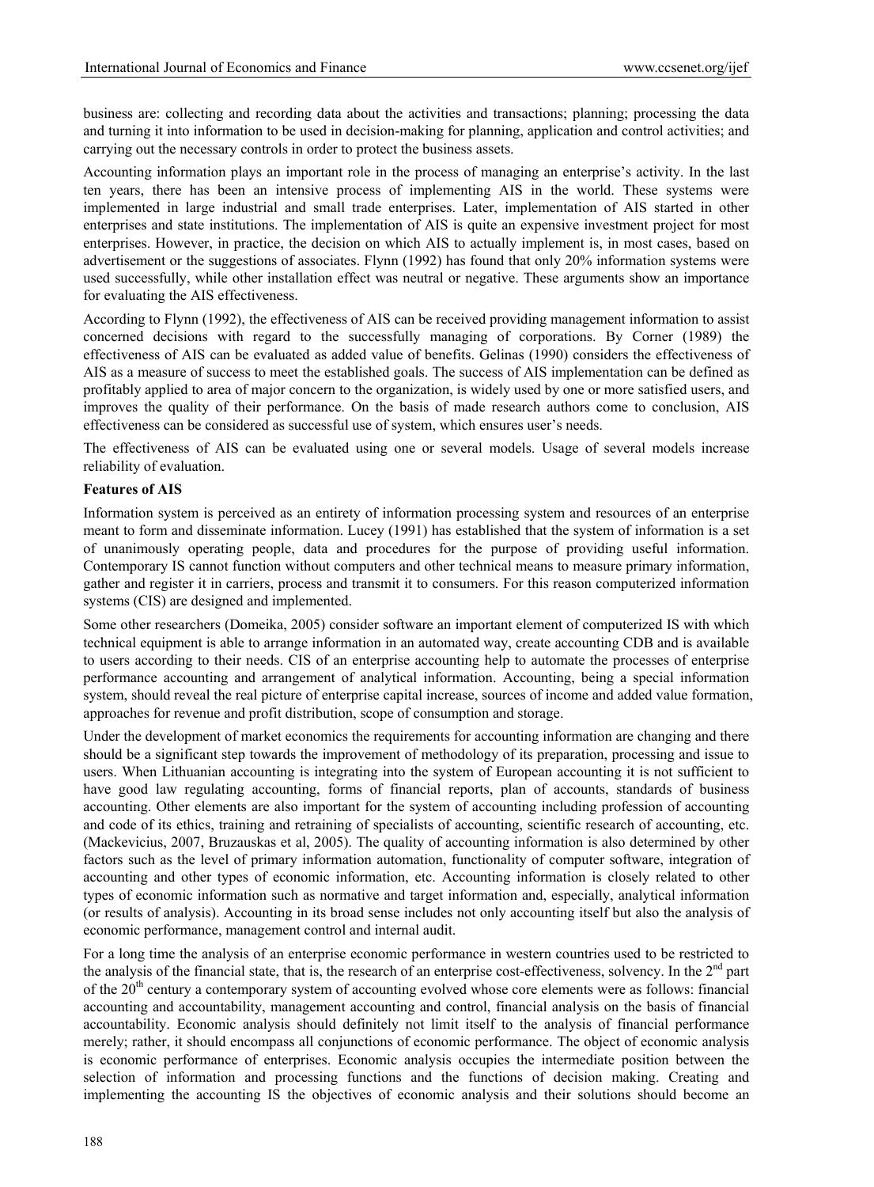business are: collecting and recording data about the activities and transactions; planning; processing the data and turning it into information to be used in decision-making for planning, application and control activities; and carrying out the necessary controls in order to protect the business assets.

Accounting information plays an important role in the process of managing an enterprise's activity. In the last ten years, there has been an intensive process of implementing AIS in the world. These systems were implemented in large industrial and small trade enterprises. Later, implementation of AIS started in other enterprises and state institutions. The implementation of AIS is quite an expensive investment project for most enterprises. However, in practice, the decision on which AIS to actually implement is, in most cases, based on advertisement or the suggestions of associates. Flynn (1992) has found that only 20% information systems were used successfully, while other installation effect was neutral or negative. These arguments show an importance for evaluating the AIS effectiveness.

According to Flynn (1992), the effectiveness of AIS can be received providing management information to assist concerned decisions with regard to the successfully managing of corporations. By Corner (1989) the effectiveness of AIS can be evaluated as added value of benefits. Gelinas (1990) considers the effectiveness of AIS as a measure of success to meet the established goals. The success of AIS implementation can be defined as profitably applied to area of major concern to the organization, is widely used by one or more satisfied users, and improves the quality of their performance. On the basis of made research authors come to conclusion, AIS effectiveness can be considered as successful use of system, which ensures user's needs.

The effectiveness of AIS can be evaluated using one or several models. Usage of several models increase reliability of evaluation.

**Features of AIS**

Information system is perceived as an entirety of information processing system and resources of an enterprise meant to form and disseminate information. Lucey (1991) has established that the system of information is a set of unanimously operating people, data and procedures for the purpose of providing useful information. Contemporary IS cannot function without computers and other technical means to measure primary information, gather and register it in carriers, process and transmit it to consumers. For this reason computerized information systems (CIS) are designed and implemented.

Some other researchers (Domeika, 2005) consider software an important element of computerized IS with which technical equipment is able to arrange information in an automated way, create accounting CDB and is available to users according to their needs. CIS of an enterprise accounting help to automate the processes of enterprise performance accounting and arrangement of analytical information. Accounting, being a special information system, should reveal the real picture of enterprise capital increase, sources of income and added value formation, approaches for revenue and profit distribution, scope of consumption and storage.

Under the development of market economics the requirements for accounting information are changing and there should be a significant step towards the improvement of methodology of its preparation, processing and issue to users. When Lithuanian accounting is integrating into the system of European accounting it is not sufficient to have good law regulating accounting, forms of financial reports, plan of accounts, standards of business accounting. Other elements are also important for the system of accounting including profession of accounting and code of its ethics, training and retraining of specialists of accounting, scientific research of accounting, etc. (Mackevicius, 2007, Bruzauskas et al, 2005). The quality of accounting information is also determined by other factors such as the level of primary information automation, functionality of computer software, integration of accounting and other types of economic information, etc. Accounting information is closely related to other types of economic information such as normative and target information and, especially, analytical information (or results of analysis). Accounting in its broad sense includes not only accounting itself but also the analysis of economic performance, management control and internal audit.

For a long time the analysis of an enterprise economic performance in western countries used to be restricted to the analysis of the financial state, that is, the research of an enterprise cost-effectiveness, solvency. In the 2nd part of the 20th century a contemporary system of accounting evolved whose core elements were as follows: financial accounting and accountability, management accounting and control, financial analysis on the basis of financial accountability. Economic analysis should definitely not limit itself to the analysis of financial performance merely; rather, it should encompass all conjunctions of economic performance. The object of economic analysis is economic performance of enterprises. Economic analysis occupies the intermediate position between the selection of information and processing functions and the functions of decision making. Creating and implementing the accounting IS the objectives of economic analysis and their solutions should become an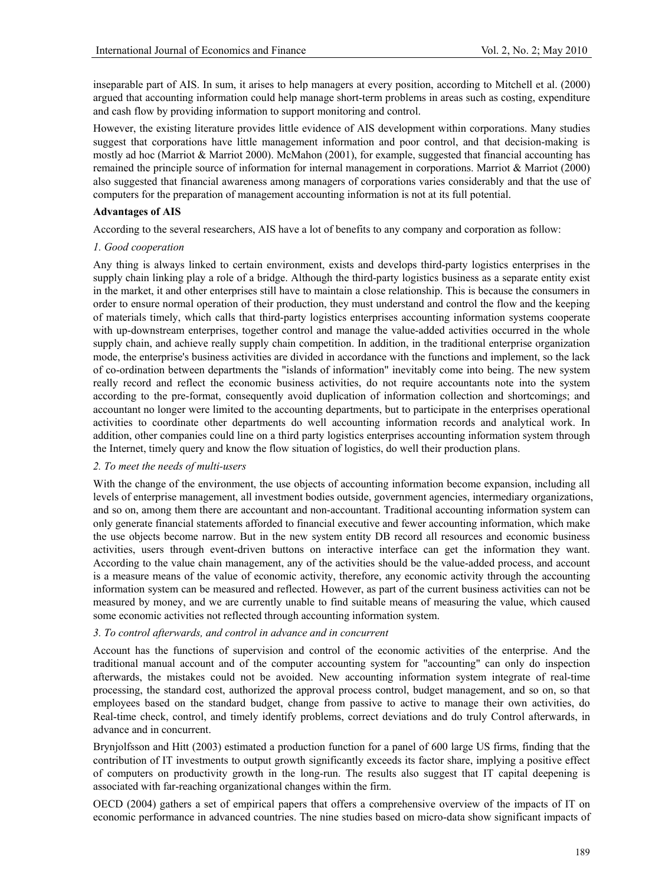inseparable part of AIS. In sum, it arises to help managers at every position, according to Mitchell et al. (2000) argued that accounting information could help manage short-term problems in areas such as costing, expenditure and cash flow by providing information to support monitoring and control.

However, the existing literature provides little evidence of AIS development within corporations. Many studies suggest that corporations have little management information and poor control, and that decision-making is mostly ad hoc (Marriot & Marriot 2000). McMahon (2001), for example, suggested that financial accounting has remained the principle source of information for internal management in corporations. Marriot & Marriot (2000) also suggested that financial awareness among managers of corporations varies considerably and that the use of computers for the preparation of management accounting information is not at its full potential.

**Advantages of AIS**

According to the several researchers, AIS have a lot of benefits to any company and corporation as follow:

*1. Good cooperation*

Any thing is always linked to certain environment, exists and develops third-party logistics enterprises in the supply chain linking play a role of a bridge. Although the third-party logistics business as a separate entity exist in the market, it and other enterprises still have to maintain a close relationship. This is because the consumers in order to ensure normal operation of their production, they must understand and control the flow and the keeping of materials timely, which calls that third-party logistics enterprises accounting information systems cooperate with up-downstream enterprises, together control and manage the value-added activities occurred in the whole supply chain, and achieve really supply chain competition. In addition, in the traditional enterprise organization mode, the enterprise's business activities are divided in accordance with the functions and implement, so the lack of co-ordination between departments the economic "islands of information" inevitably come into being. The new system really record and reflect the economic business activities, do not require accountants note into the system according to the pre-format, consequently avoid duplication of information collection and shortcomings; and accountant no longer were limited to the accounting departments, but to participate in the enterprises operational activities to coordinate other departments do well accounting information records and analytical work. In addition, other companies could line on a third party logistics enterprises accounting information system through the Internet, timely query and know the flow situation of logistics, do well their production plans.

*2. To meet the needs of multi-users*

With the change of the environment, the use objects of accounting information become expansion, including all levels of enterprise management, all investment bodies outside, government agencies, intermediary organizations, and so on, among them there are accountant and non-accountant. Traditional accounting information system can only generate financial statements afforded to financial executive and fewer accounting information, which make the use objects become narrow. But in the new system entity DB record all resources and economic business activities, users through event-driven buttons on interactive interface can get the information they want. According to the value chain management, any of the activities should be the value-added process, and account is a measure means of the value of economic activity, therefore, any economic activity through the accounting information system can be measured and reflected. However, as part of the current business activities can not be measured by money, and we are currently unable to find suitable means of measuring the value, which caused some economic activities not reflected through accounting information system.

*3. To control afterwards, and control in advance and in concurrent*

Account has the functions of supervision and control of the economic activities of the enterprise. And the traditional manual account and of the computer accounting system for "accounting" can only do inspection afterwards, the mistakes could not be avoided. New accounting information system integrate of real-time processing, the standard cost, authorized the approval process control, budget management, and so on, so that employees based on the standard budget, change from passive to active to manage their own activities, do Real-time check, control, and timely identify problems, correct deviations and do truly Control afterwards, in advance and in concurrent.

Brynjolfsson and Hitt (2003) estimated a production function for a panel of 600 large US firms, finding that the contribution of IT investments to output growth significantly exceeds its factor share, implying a positive effect of computers on productivity growth in the long-run. The results also suggest that IT capital deepening is associated with far-reaching organizational changes within the firm.

OECD (2004) gathers a set of empirical papers that offers a comprehensive overview of the impacts of IT on economic performance in advanced countries. The nine studies based on micro-data show significant impacts of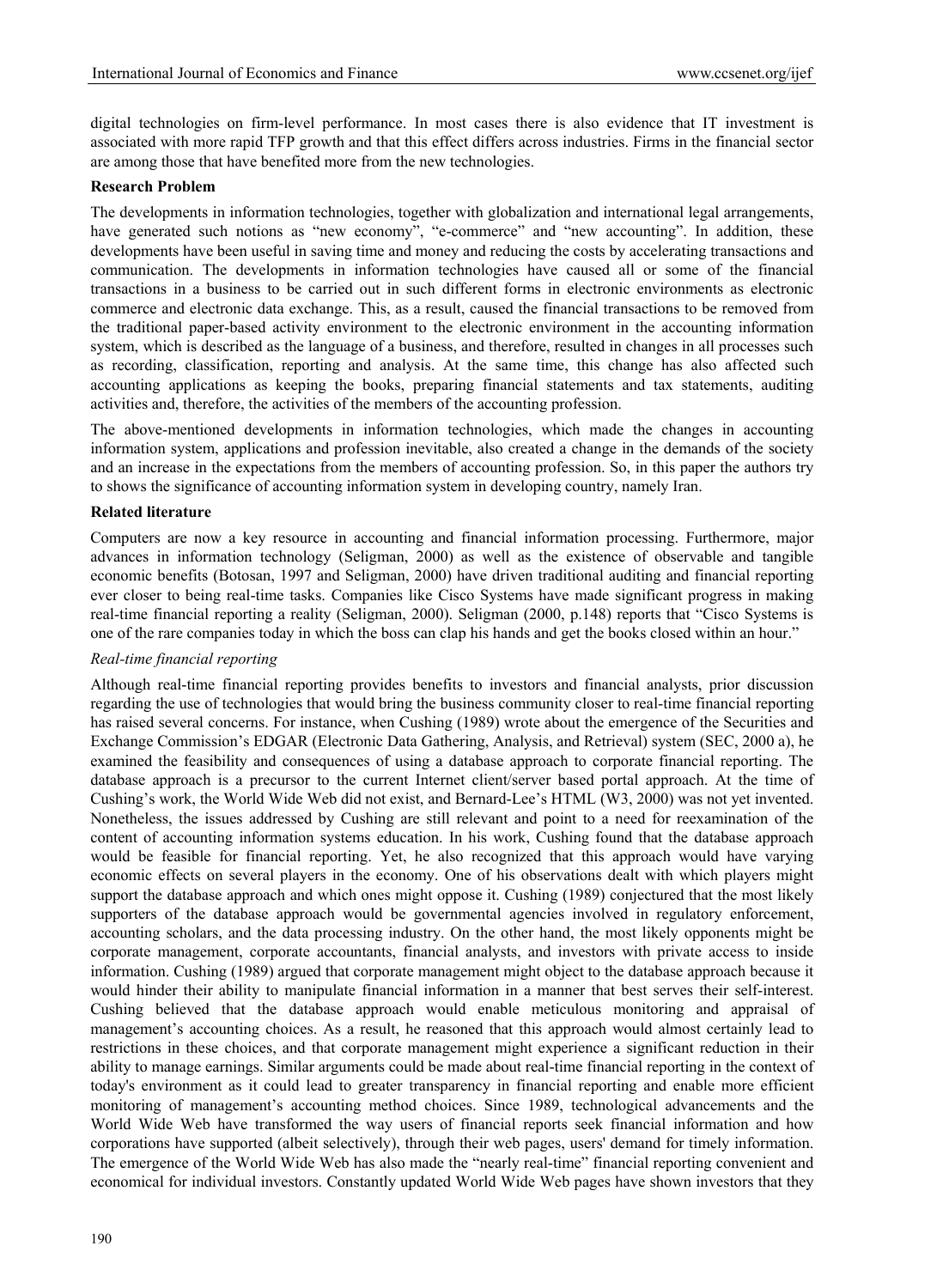digital technologies on firm-level performance. In most cases there is also evidence that IT investment is associated with more rapid TFP growth and that this effect differs across industries. Firms in the financial sector are among those that have benefited more from the new technologies.

**Research Problem**

The developments in information technologies, together with globalization and international legal arrangements, have generated such notions as "new economy", "e-commerce" and "new accounting". In addition, these developments have been useful in saving time and money and reducing the costs by accelerating transactions and communication. The developments in information technologies have caused all or some of the financial transactions in a business to be carried out in such different forms in electronic environments as electronic commerce and electronic data exchange. This, as a result, caused the financial transactions to be removed from the traditional paper-based activity environment to the electronic environment in the accounting information system, which is described as the language of a business, and therefore, resulted in changes in all processes such as recording, classification, reporting and analysis. At the same time, this change has also affected such accounting applications as keeping the books, preparing financial statements and tax statements, auditing activities and, therefore, the activities of the members of the accounting profession.

The above-mentioned developments in information technologies, which made the changes in accounting information system, applications and profession inevitable, also created a change in the demands of the society and an increase in the expectations from the members of accounting profession. So, in this paper the authors try to shows the significance of accounting information system in developing country, namely Iran.

**Related literature**

Computers are now a key resource in accounting and financial information processing. Furthermore, major advances in information technology (Seligman, 2000) as well as the existence of observable and tangible economic benefits (Botosan, 1997 and Seligman, 2000) have driven traditional auditing and financial reporting ever closer to being real-time tasks. Companies like Cisco Systems have made significant progress in making real-time financial reporting a reality (Seligman, 2000). Seligman (2000, p.148) reports that "Cisco Systems is one of the rare companies today in which the boss can clap his hands and get the books closed within an hour."

*Real-time financial reporting*

Although real-time financial reporting provides benefits to investors and financial analysts, prior discussion regarding the use of technologies that would bring the business community closer to real-time financial reporting has raised several concerns. For instance, when Cushing (1989) wrote about the emergence of the Securities and Exchange Commission's EDGAR (Electronic Data Gathering, Analysis, and Retrieval) system (SEC, 2000 a), he examined the feasibility and consequences of using a database approach to corporate financial reporting. The database approach is a precursor to the current Internet client/server based portal approach. At the time of Cushing's work, the World Wide Web did not exist, and Bernard-Lee's HTML (W3, 2000) was not yet invented. Nonetheless, the issues addressed by Cushing are still relevant and point to a need for reexamination of the content of accounting information systems education. In his work, Cushing found that the database approach would be feasible for financial reporting. Yet, he also recognized that this approach would have varying economic effects on several players in the economy. One of his observations dealt with which players might support the database approach and which ones might oppose it. Cushing (1989) conjectured that the most likely supporters of the database approach would be governmental agencies involved in regulatory enforcement, accounting scholars, and the data processing industry. On the other hand, the most likely opponents might be corporate management, corporate accountants, financial analysts, and investors with private access to inside information. Cushing (1989) argued that corporate management might object to the database approach because it would hinder their ability to manipulate financial information in a manner that best serves their self-interest. Cushing believed that the database approach would enable meticulous monitoring and appraisal of management's accounting choices. As a result, he reasoned that this approach would almost certainly lead to restrictions in these choices, and that corporate management might experience a significant reduction in their ability to manage earnings. Similar arguments could be made about real-time financial reporting in the context of today's environment as it could lead to greater transparency in financial reporting and enable more efficient monitoring of management's accounting method choices. Since 1989, technological advancements and the World Wide Web have transformed the way users of financial reports seek financial information and how corporations have supported (albeit selectively), through their web pages, users' demand for timely information. The emergence of the World Wide Web has also made the "nearly real-time" financial reporting convenient and economical for individual investors. Constantly updated World Wide Web pages have shown investors that they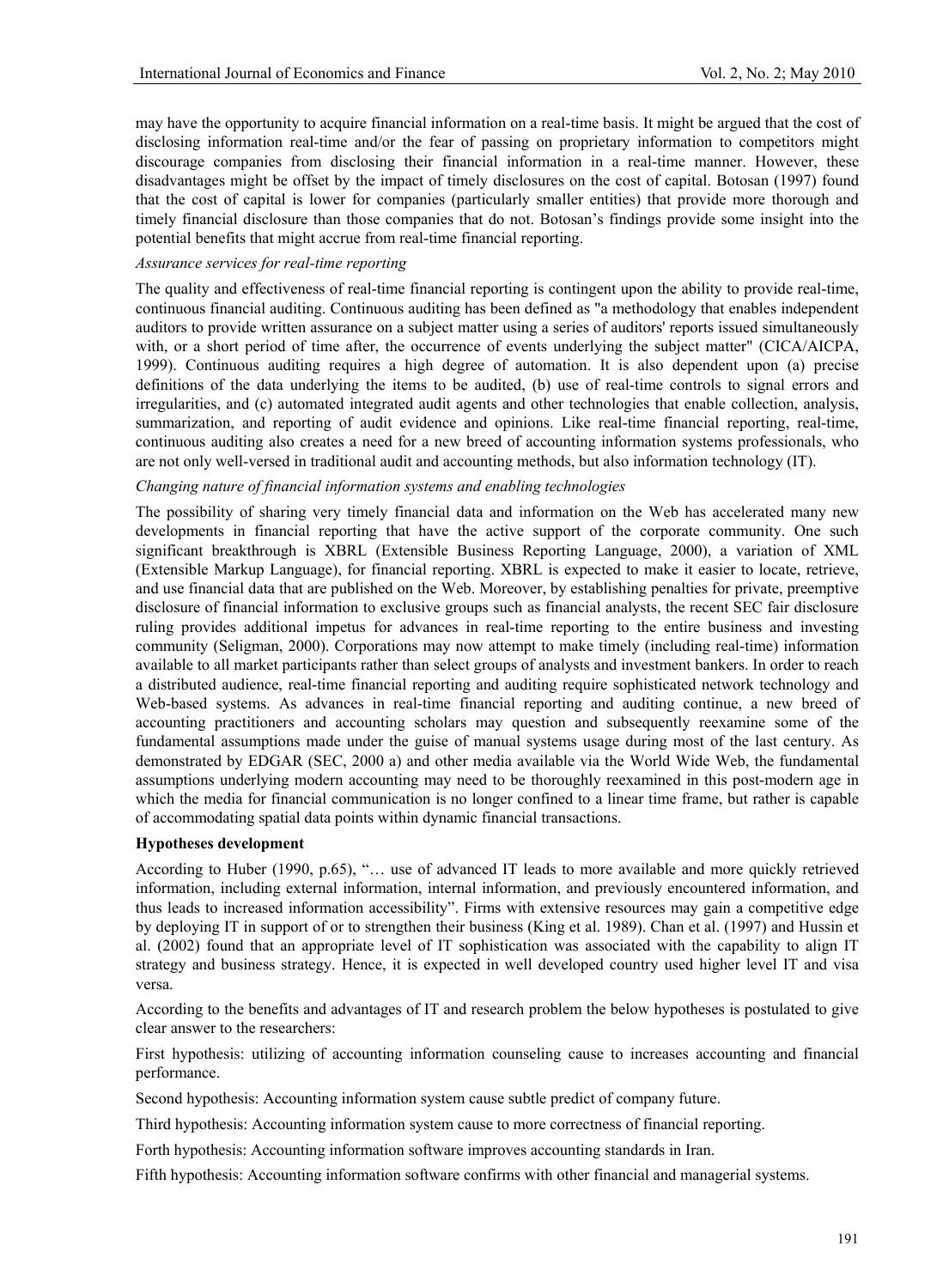may have the opportunity to acquire financial information on a real-time basis. It might be argued that the cost of disclosing information real-time and/or the fear of passing on proprietary information to competitors might discourage companies from disclosing their financial information in a real-time manner. However, these disadvantages might be offset by the impact of timely disclosures on the cost of capital. Botosan (1997) found that the cost of capital is lower for companies (particularly smaller entities) that provide more thorough and timely financial disclosure than those companies that do not. Botosan's findings provide some insight into the potential benefits that might accrue from real-time financial reporting.

*Assurance services for real-time reporting*

The quality and effectiveness of real-time financial reporting is contingent upon the ability to provide real-time, continuous financial auditing. Continuous auditing has been defined as "a methodology that enables independent auditors to provide written assurance on a subject matter using a series of auditors' reports issued simultaneously with, or a short period of time after, the occurrence of events underlying the subject matter" (CICA/AICPA, 1999). Continuous auditing requires a high degree of automation. It is also dependent upon (a) precise definitions of the data underlying the items to be audited, (b) use of real-time controls to signal errors and irregularities, and (c) automated integrated audit agents and other technologies that enable collection, analysis, summarization, and reporting of audit evidence and opinions. Like real-time financial reporting, real-time, continuous auditing also creates a need for a new breed of accounting information systems professionals, who are not only well-versed in traditional audit and accounting methods, but also information technology (IT).

*Changing nature of financial information systems and enabling technologies*

The possibility of sharing very timely financial data and information on the Web has accelerated many new developments in financial reporting that have the active support of the corporate community. One such significant breakthrough is XBRL (Extensible Business Reporting Language, 2000), a variation of XML (Extensible Markup Language), for financial reporting. XBRL is expected to make it easier to locate, retrieve, and use financial data that are published on the Web. Moreover, by establishing penalties for private, preemptive disclosure of financial information to exclusive groups such as financial analysts, the recent SEC fair disclosure ruling provides additional impetus for advances in real-time reporting to the entire business and investing community (Seligman, 2000). Corporations may now attempt to make timely (including real-time) information available to all market participants rather than select groups of analysts and investment bankers. In order to reach a distributed audience, real-time financial reporting and auditing require sophisticated network technology and Web-based systems. As advances in real-time financial reporting and auditing continue, a new breed of accounting practitioners and accounting scholars may question and subsequently reexamine some of the fundamental assumptions made under the guise of manual systems usage during most of the last century. As demonstrated by EDGAR (SEC, 2000 a) and other media available via the World Wide Web, the fundamental assumptions underlying modern accounting may need to be thoroughly reexamined in this post-modern age in which the media for financial communication is no longer confined to a linear time frame, but rather is capable of accommodating spatial data points within dynamic financial transactions.

**Hypotheses development**

According to Huber (1990, p.65), "… use of advanced IT leads to more available and more quickly retrieved information, including external information, internal information, and previously encountered information, and thus leads to increased information accessibility". Firms with extensive resources may gain a competitive edge by deploying IT in support of or to strengthen their business (King et al. 1989). Chan et al. (1997) and Hussin et al. (2002) found that an appropriate level of IT sophistication was associated with the capability to align IT strategy and business strategy. Hence, it is expected in well developed country used higher level IT and visa versa.

According to the benefits and advantages of IT and research problem the below hypotheses is postulated to give clear answer to the researchers:

First hypothesis: utilizing of accounting information counseling cause to increases accounting and financial performance.

Second hypothesis: Accounting information system cause subtle predict of company future.

Third hypothesis: Accounting information system cause to more correctness of financial reporting.

Forth hypothesis: Accounting information software improves accounting standards in Iran.

Fifth hypothesis: Accounting information software confirms with other financial and managerial systems.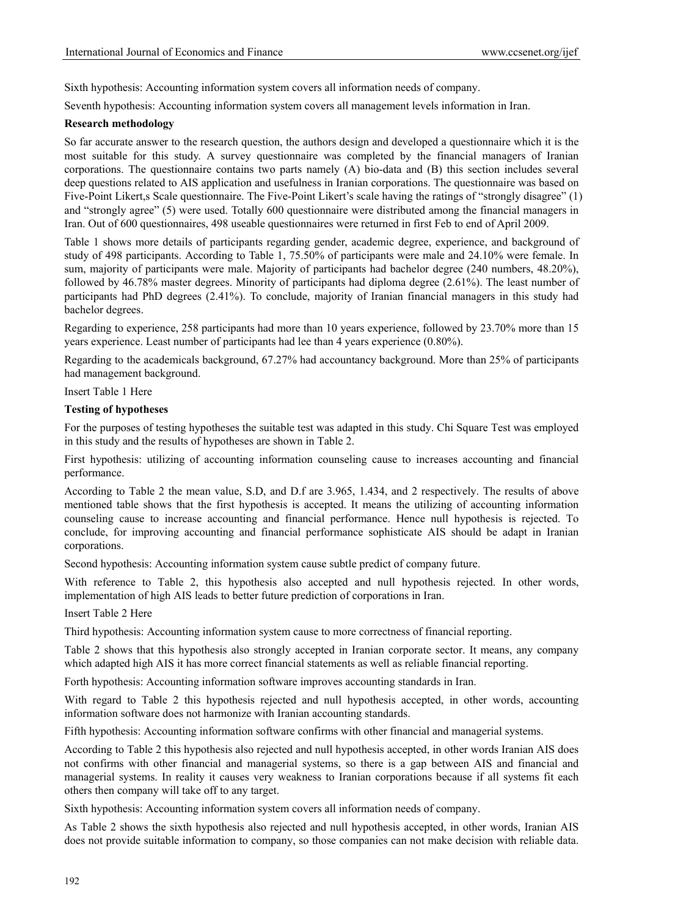Sixth hypothesis: Accounting information system covers all information needs of company.

Seventh hypothesis: Accounting information system covers all management levels information in Iran.

**Research methodology**

So far accurate answer to the research question, the authors design and developed a questionnaire which it is the most suitable for this study. A survey questionnaire was completed by the financial managers of Iranian corporations. The questionnaire contains two parts namely (A) bio-data and (B) this section includes several deep questions related to AIS application and usefulness in Iranian corporations. The questionnaire was based on Five-Point Likert,s Scale questionnaire. The Five-Point Likert's scale having the ratings of "strongly disagree" (1) and "strongly agree" (5) were used. Totally 600 questionnaire were distributed among the financial managers in Iran. Out of 600 questionnaires, 498 useable questionnaires were returned in first Feb to end of April 2009.

Table 1 shows more details of participants regarding gender, academic degree, experience, and background of study of 498 participants. According to Table 1, 75.50% of participants were male and 24.10% were female. In sum, majority of participants were male. Majority of participants had bachelor degree (240 numbers, 48.20%), followed by 46.78% master degrees. Minority of participants had diploma degree (2.61%). The least number of participants had PhD degrees (2.41%). To conclude, majority of Iranian financial managers in this study had bachelor degrees.

Regarding to experience, 258 participants had more than 10 years experience, followed by 23.70% more than 15 years experience. Least number of participants had lee than 4 years experience (0.80%).

Regarding to the academicals background, 67.27% had accountancy background. More than 25% of participants had management background.

Insert Table 1 Here

**Testing of hypotheses**

For the purposes of testing hypotheses the suitable test was adapted in this study. Chi Square Test was employed in this study and the results of hypotheses are shown in Table 2.

First hypothesis: utilizing of accounting information counseling cause to increases accounting and financial performance.

According to Table 2 the mean value, S.D, and D.f are 3.965, 1.434, and 2 respectively. The results of above mentioned table shows that the first hypothesis is accepted. It means the utilizing of accounting information counseling cause to increase accounting and financial performance. Hence null hypothesis is rejected. To conclude, for improving accounting and financial performance sophisticate AIS should be adapt in Iranian corporations.

Second hypothesis: Accounting information system cause subtle predict of company future.

With reference to Table 2, this hypothesis also accepted and null hypothesis rejected. In other words, implementation of high AIS leads to better future prediction of corporations in Iran.

Insert Table 2 Here

Third hypothesis: Accounting information system cause to more correctness of financial reporting.

Table 2 shows that this hypothesis also strongly accepted in Iranian corporate sector. It means, any company which adapted high AIS it has more correct financial statements as well as reliable financial reporting.

Forth hypothesis: Accounting information software improves accounting standards in Iran.

With regard to Table 2 this hypothesis rejected and null hypothesis accepted, in other words, accounting information software does not harmonize with Iranian accounting standards.

Fifth hypothesis: Accounting information software confirms with other financial and managerial systems.

According to Table 2 this hypothesis also rejected and null hypothesis accepted, in other words Iranian AIS does not confirms with other financial and managerial systems, so there is a gap between AIS and financial and managerial systems. In reality it causes very weakness to Iranian corporations because if all systems fit each others then company will take off to any target.

Sixth hypothesis: Accounting information system covers all information needs of company.

As Table 2 shows the sixth hypothesis also rejected and null hypothesis accepted, in other words, Iranian AIS does not provide suitable information to company, so those companies can not make decision with reliable data.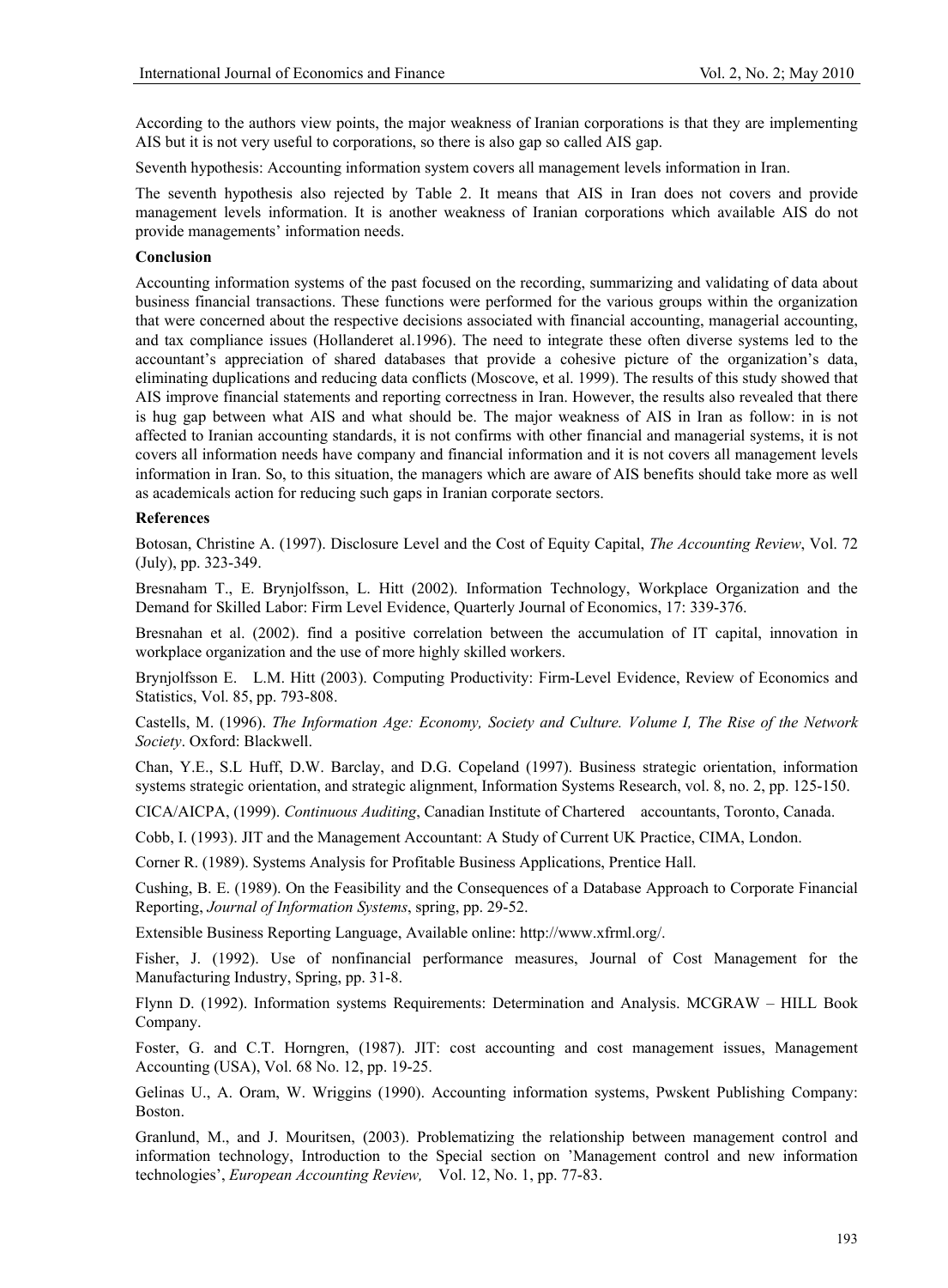According to the authors view points, the major weakness of Iranian corporations is that they are implementing AIS but it is not very useful to corporations, so there is also gap so called AIS gap.

Seventh hypothesis: Accounting information system covers all management levels information in Iran.

The seventh hypothesis also rejected by Table 2. It means that AIS in Iran does not covers and provide management levels information. It is another weakness of Iranian corporations which available AIS do not provide managements' information needs.

**Conclusion**

Accounting information systems of the past focused on the recording, summarizing and validating of data about business financial transactions. These functions were performed for the various groups within the organization that were concerned about the respective decisions associated with financial accounting, managerial accounting, and tax compliance issues (Hollanderet al.1996). The need to integrate these often diverse systems led to the accountant's appreciation of shared databases that provide a cohesive picture of the organization's data, eliminating duplications and reducing data conflicts (Moscove, et al. 1999). The results of this study showed that AIS improve financial statements and reporting correctness in Iran. However, the results also revealed that there is hug gap between what AIS and what should be. The major weakness of AIS in Iran as follow: in is not affected to Iranian accounting standards, it is not confirms with other financial and managerial systems, it is not covers all information needs have company and financial information and it is not covers all management levels information in Iran. So, to this situation, the managers which are aware of AIS benefits should take more as well as academicals action for reducing such gaps in Iranian corporate sectors.

**References**

Botosan, Christine A. (1997). Disclosure Level and the Cost of Equity Capital, *The Accounting Review*, Vol. 72 (July), pp. 323-349.

Bresnaham T., E. Brynjolfsson, L. Hitt (2002). Information Technology, Workplace Organization and the Demand for Skilled Labor: Firm Level Evidence, Quarterly Journal of Economics, 17: 339-376.

Bresnahan et al. (2002). find a positive correlation between the accumulation of IT capital, innovation in workplace organization and the use of more highly skilled workers.

Brynjolfsson E. L.M. Hitt (2003). Computing Productivity: Firm-Level Evidence, Review of Economics and Statistics, Vol. 85, pp. 793-808.

Castells, M. (1996). *The Information Age: Economy, Society and Culture. Volume I, The Rise of the Network Society*. Oxford: Blackwell.

Chan, Y.E., S.L Huff, D.W. Barclay, and D.G. Copeland (1997). Business strategic orientation, information systems strategic orientation, and strategic alignment, Information Systems Research, vol. 8, no. 2, pp. 125-150.

CICA/AICPA, (1999). *Continuous Auditing*, Canadian Institute of Chartered accountants, Toronto, Canada.

Cobb, I. (1993). JIT and the Management Accountant: A Study of Current UK Practice, CIMA, London.

Corner R. (1989). Systems Analysis for Profitable Business Applications, Prentice Hall.

Cushing, B. E. (1989). On the Feasibility and the Consequences of a Database Approach to Corporate Financial Reporting, *Journal of Information Systems*, spring, pp. 29-52.

Extensible Business Reporting Language, Available online: http://www.xfrml.org/.

Fisher, J. (1992). Use of nonfinancial performance measures, Journal of Cost Management for the Manufacturing Industry, Spring, pp. 31-8.

Flynn D. (1992). Information systems Requirements: Determination and Analysis. MCGRAW – HILL Book Company.

Foster, G. and C.T. Horngren, (1987). JIT: cost accounting and cost management issues, Management Accounting (USA), Vol. 68 No. 12, pp. 19-25.

Gelinas U., A. Oram, W. Wriggins (1990). Accounting information systems, Pwskent Publishing Company: Boston.

Granlund, M., and J. Mouritsen, (2003). Problematizing the relationship between management control and information technology, Introduction to the Special section on 'Management control and new information technologies', *European Accounting Review*, Vol. 12, No. 1, pp. 77-83.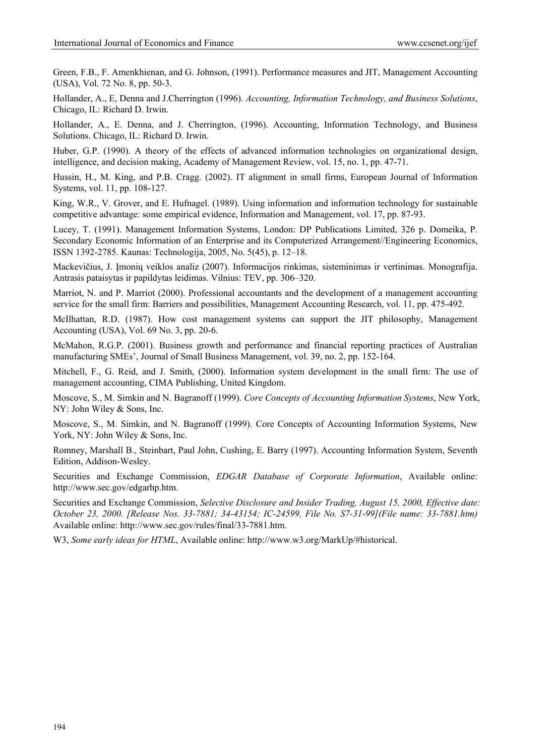Green, F.B., F. Amenkhienan, and G. Johnson, (1991). Performance measures and JIT, Management Accounting (USA), Vol. 72 No. 8, pp. 50-3.

Hollander, A., E, Denna and J.Cherrington (1996). *Accounting, Information Technology, and Business Solutions*, Chicago, IL: Richard D. Irwin.

Hollander, A., E. Denna, and J. Cherrington, (1996). Accounting, Information Technology, and Business Solutions. Chicago, IL: Richard D. Irwin.

Huber, G.P. (1990). A theory of the effects of advanced information technologies on organizational design, intelligence, and decision making, Academy of Management Review, vol. 15, no. 1, pp. 47-71.

Hussin, H., M. King, and P.B. Cragg. (2002). IT alignment in small firms, European Journal of Information Systems, vol. 11, pp. 108-127.

King, W.R., V. Grover, and E. Hufnagel. (1989). Using information and information technology for sustainable competitive advantage: some empirical evidence, Information and Management, vol. 17, pp. 87-93.

Lucey, T. (1991). Management Information Systems, London: DP Publications Limited, 326 p. Domeika, P. Secondary Economic Information of an Enterprise and its Computerized Arrangement//Engineering Economics, ISSN 1392-2785. Kaunas: Technologija, 2005, No. 5(45), p. 12–18.

Mackevičius, J. Įmonių veiklos analiz (2007). Informacijos rinkimas, sisteminimas ir vertinimas. Monografija. Antrasis pataisytas ir papildytas leidimas. Vilnius: TEV, pp. 306–320.

Marriot, N. and P. Marriot (2000). Professional accountants and the development of a management accounting service for the small firm: Barriers and possibilities, Management Accounting Research, vol. 11, pp. 475-492.

McIlhattan, R.D. (1987). How cost management systems can support the JIT philosophy, Management Accounting (USA), Vol. 69 No. 3, pp. 20-6.

McMahon, R.G.P. (2001). Business growth and performance and financial reporting practices of Australian manufacturing SMEs', Journal of Small Business Management, vol. 39, no. 2, pp. 152-164.

Mitchell, F., G. Reid, and J. Smith, (2000). Information system development in the small firm: The use of management accounting, CIMA Publishing, United Kingdom.

Moscove, S., M. Simkin and N. Bagranoff (1999). *Core Concepts of Accounting Information Systems*, New York, NY: John Wiley & Sons, Inc.

Moscove, S., M. Simkin, and N. Bagranoff (1999). Core Concepts of Accounting Information Systems, New York, NY: John Wiley & Sons, Inc.

Romney, Marshall B., Steinbart, Paul John, Cushing, E. Barry (1997). Accounting Information System, Seventh Edition, Addison-Wesley.

Securities and Exchange Commission, *EDGAR Database of Corporate Information*, Available online: http://www.sec.gov/edgarhp.htm.

Securities and Exchange Commission, *Selective Disclosure and Insider Trading, August 15, 2000, Effective date: October 23, 2000. [Release Nos. 33-7881; 34-43154; IC-24599, File No. S7-31-99](File name: 33-7881.htm)* Available online: http://www.sec.gov/rules/final/33-7881.htm.

W3, *Some early ideas for HTML*, Available online: http://www.w3.org/MarkUp/#historical.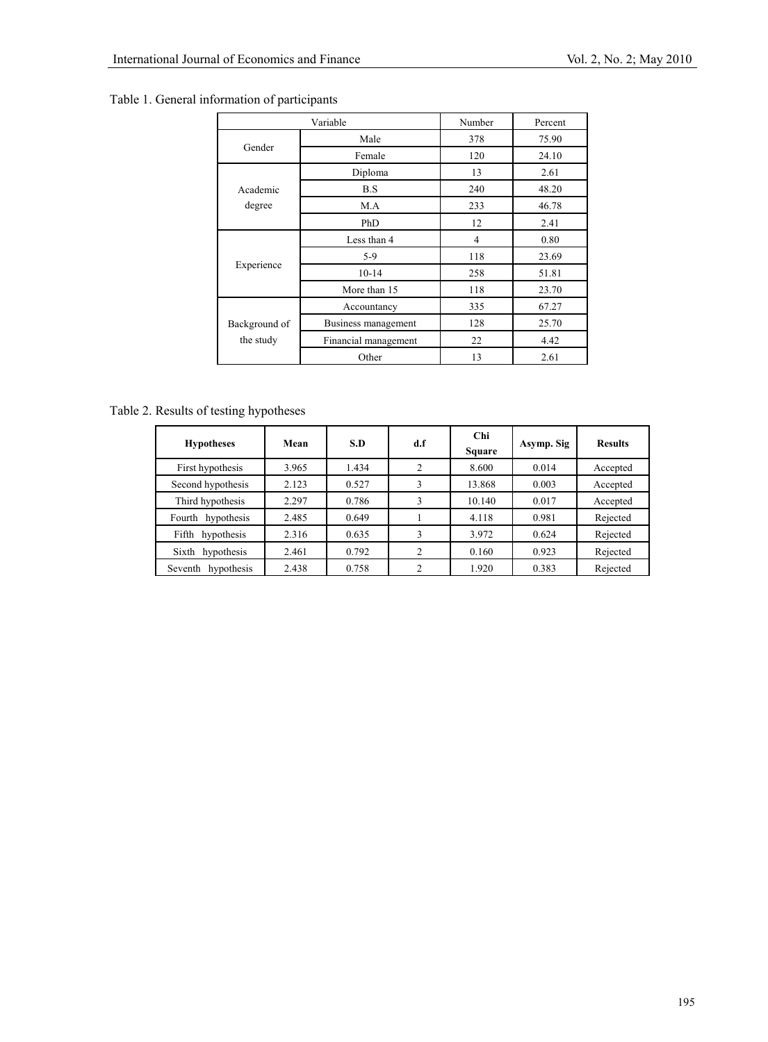Table 1. General information of participants

| Variable | | Number | Percent |
|---|---|---|---|
| Gender | Male | 378 | 75.90 |
| | Female | 120 | 24.10 |
| Academic degree | Diploma | 13 | 2.61 |
| | B.S | 240 | 48.20 |
| | M.A | 233 | 46.78 |
| | PhD | 12 | 2.41 |
| Experience | Less than 4 | 4 | 0.80 |
| | 5-9 | 118 | 23.69 |
| | 10-14 | 258 | 51.81 |
| | More than 15 | 118 | 23.70 |
| Background of the study | Accountancy | 335 | 67.27 |
| | Business management | 128 | 25.70 |
| | Financial management | 22 | 4.42 |
| | Other | 13 | 2.61 |

Table 2. Results of testing hypotheses

| **Hypotheses** | **Mean** | **S.D** | **d.f** | **Chi Square** | **Asymp. Sig** | **Results** |
|---|---|---|---|---|---|---|
| First hypothesis | 3.965 | 1.434 | 2 | 8.600 | 0.014 | Accepted |
| Second hypothesis | 2.123 | 0.527 | 3 | 13.868 | 0.003 | Accepted |
| Third hypothesis | 2.297 | 0.786 | 3 | 10.140 | 0.017 | Accepted |
| Fourth hypothesis | 2.485 | 0.649 | 1 | 4.118 | 0.981 | Rejected |
| Fifth hypothesis | 2.316 | 0.635 | 3 | 3.972 | 0.624 | Rejected |
| Sixth hypothesis | 2.461 | 0.792 | 2 | 0.160 | 0.923 | Rejected |
| Seventh hypothesis | 2.438 | 0.758 | 2 | 1.920 | 0.383 | Rejected |